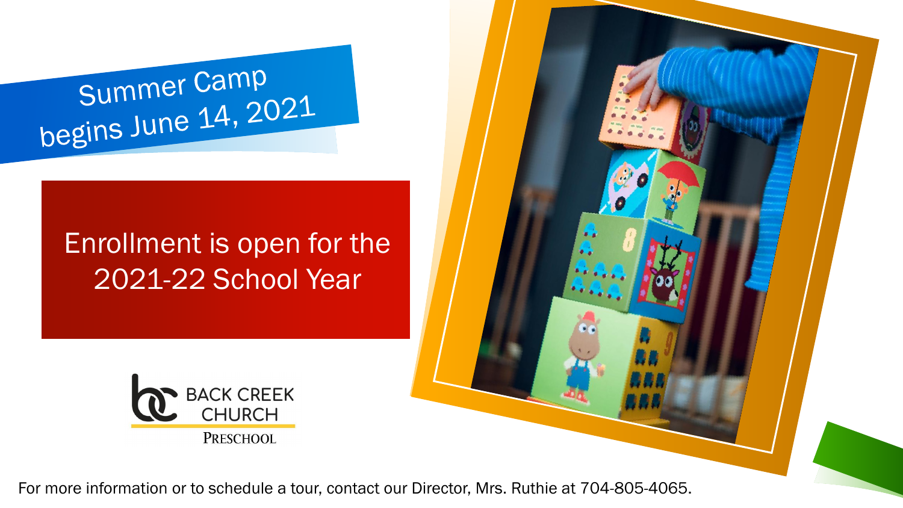Summer Camp begins June 14, 2021

## Enrollment is open for the 2021-22 School Year

BACK CREEK CHURCH
PRESCHOOL

For more information or to schedule a tour, contact our Director, Mrs. Ruthie at 704-805-4065.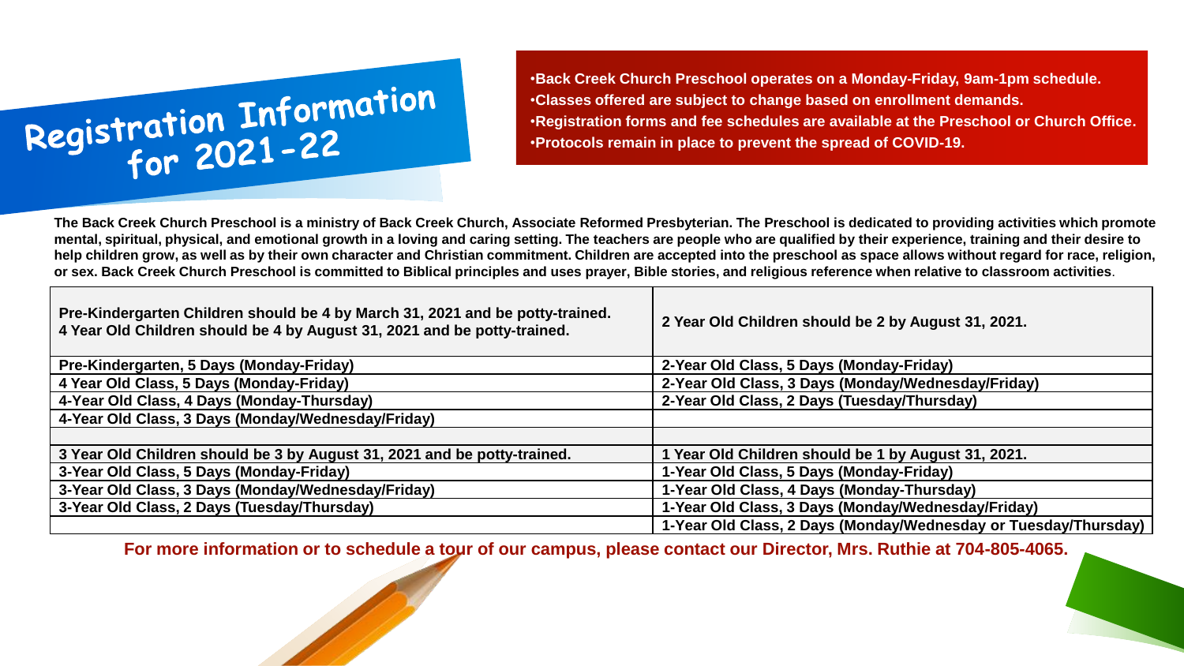# Registration Information for 2021-22

- **Back Creek Church Preschool operates on a Monday-Friday, 9am-1pm schedule.**
- **Classes offered are subject to change based on enrollment demands.**
- **Registration forms and fee schedules are available at the Preschool or Church Office.**
- **Protocols remain in place to prevent the spread of COVID-19.**

**The Back Creek Church Preschool is a ministry of Back Creek Church, Associate Reformed Presbyterian. The Preschool is dedicated to providing activities which promote mental, spiritual, physical, and emotional growth in a loving and caring setting. The teachers are people who are qualified by their experience, training and their desire to help children grow, as well as by their own character and Christian commitment. Children are accepted into the preschool as space allows without regard for race, religion, or sex. Back Creek Church Preschool is committed to Biblical principles and uses prayer, Bible stories, and religious reference when relative to classroom activities**.

| Pre-Kindergarten Children should be 4 by March 31, 2021 and be potty-trained.<br>4 Year Old Children should be 4 by August 31, 2021 and be potty-trained. | 2 Year Old Children should be 2 by August 31, 2021. |
|---|---|
| Pre-Kindergarten, 5 Days (Monday-Friday) | 2-Year Old Class, 5 Days (Monday-Friday) |
| 4 Year Old Class, 5 Days (Monday-Friday) | 2-Year Old Class, 3 Days (Monday/Wednesday/Friday) |
| 4-Year Old Class, 4 Days (Monday-Thursday) | 2-Year Old Class, 2 Days (Tuesday/Thursday) |
| 4-Year Old Class, 3 Days (Monday/Wednesday/Friday) | |
| | |
| 3 Year Old Children should be 3 by August 31, 2021 and be potty-trained. | 1 Year Old Children should be 1 by August 31, 2021. |
| 3-Year Old Class, 5 Days (Monday-Friday) | 1-Year Old Class, 5 Days (Monday-Friday) |
| 3-Year Old Class, 3 Days (Monday/Wednesday/Friday) | 1-Year Old Class, 4 Days (Monday-Thursday) |
| 3-Year Old Class, 2 Days (Tuesday/Thursday) | 1-Year Old Class, 3 Days (Monday/Wednesday/Friday) |
| | 1-Year Old Class, 2 Days (Monday/Wednesday or Tuesday/Thursday) |

**For more information or to schedule a tour of our campus, please contact our Director, Mrs. Ruthie at 704-805-4065.**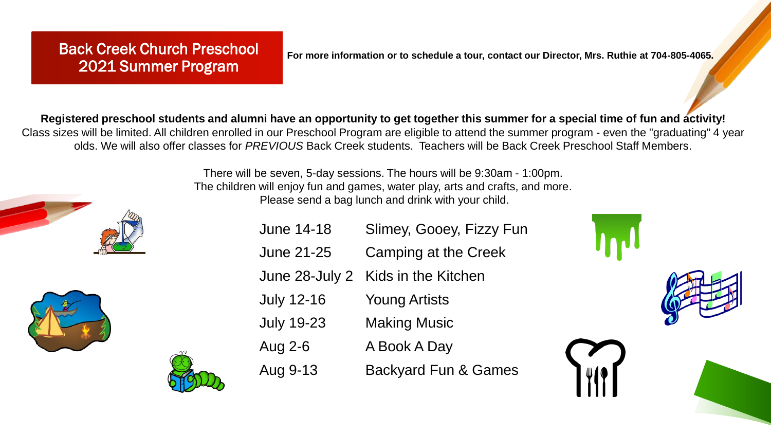# Back Creek Church Preschool 2021 Summer Program

**For more information or to schedule a tour, contact our Director, Mrs. Ruthie at 704-805-4065.**

**Registered preschool students and alumni have an opportunity to get together this summer for a special time of fun and activity!** Class sizes will be limited. All children enrolled in our Preschool Program are eligible to attend the summer program - even the "graduating" 4 year olds. We will also offer classes for *PREVIOUS* Back Creek students. Teachers will be Back Creek Preschool Staff Members.

There will be seven, 5-day sessions. The hours will be 9:30am - 1:00pm.
The children will enjoy fun and games, water play, arts and crafts, and more.
Please send a bag lunch and drink with your child.

| | |
|---|---|
| June 14-18 | Slimey, Gooey, Fizzy Fun |
| June 21-25 | Camping at the Creek |
| June 28-July 2 | Kids in the Kitchen |
| July 12-16 | Young Artists |
| July 19-23 | Making Music |
| Aug 2-6 | A Book A Day |
| Aug 9-13 | Backyard Fun & Games |